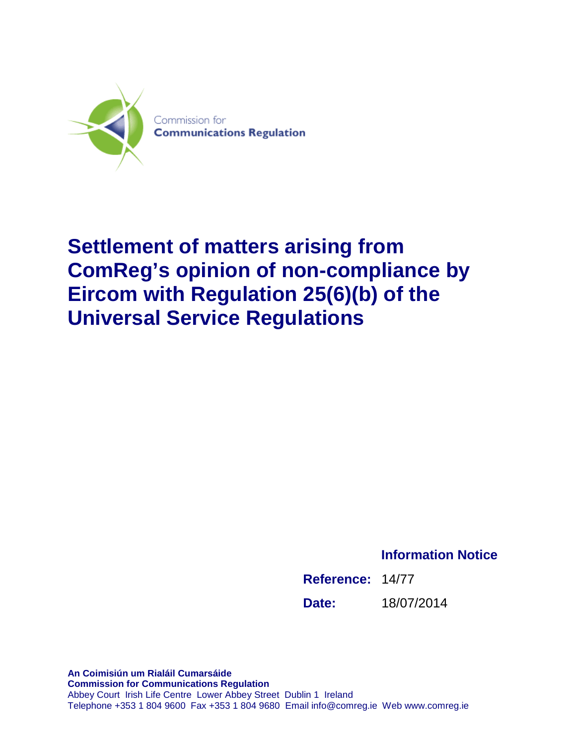Commission for
**Communications Regulation**

# Settlement of matters arising from ComReg's opinion of non-compliance by Eircom with Regulation 25(6)(b) of the Universal Service Regulations

**Information Notice**

**Reference:** 14/77

**Date:** 18/07/2014

**An Coimisiún um Rialáil Cumarsáide**
**Commission for Communications Regulation**
Abbey Court Irish Life Centre Lower Abbey Street Dublin 1 Ireland
Telephone +353 1 804 9600 Fax +353 1 804 9680 Email info@comreg.ie Web www.comreg.ie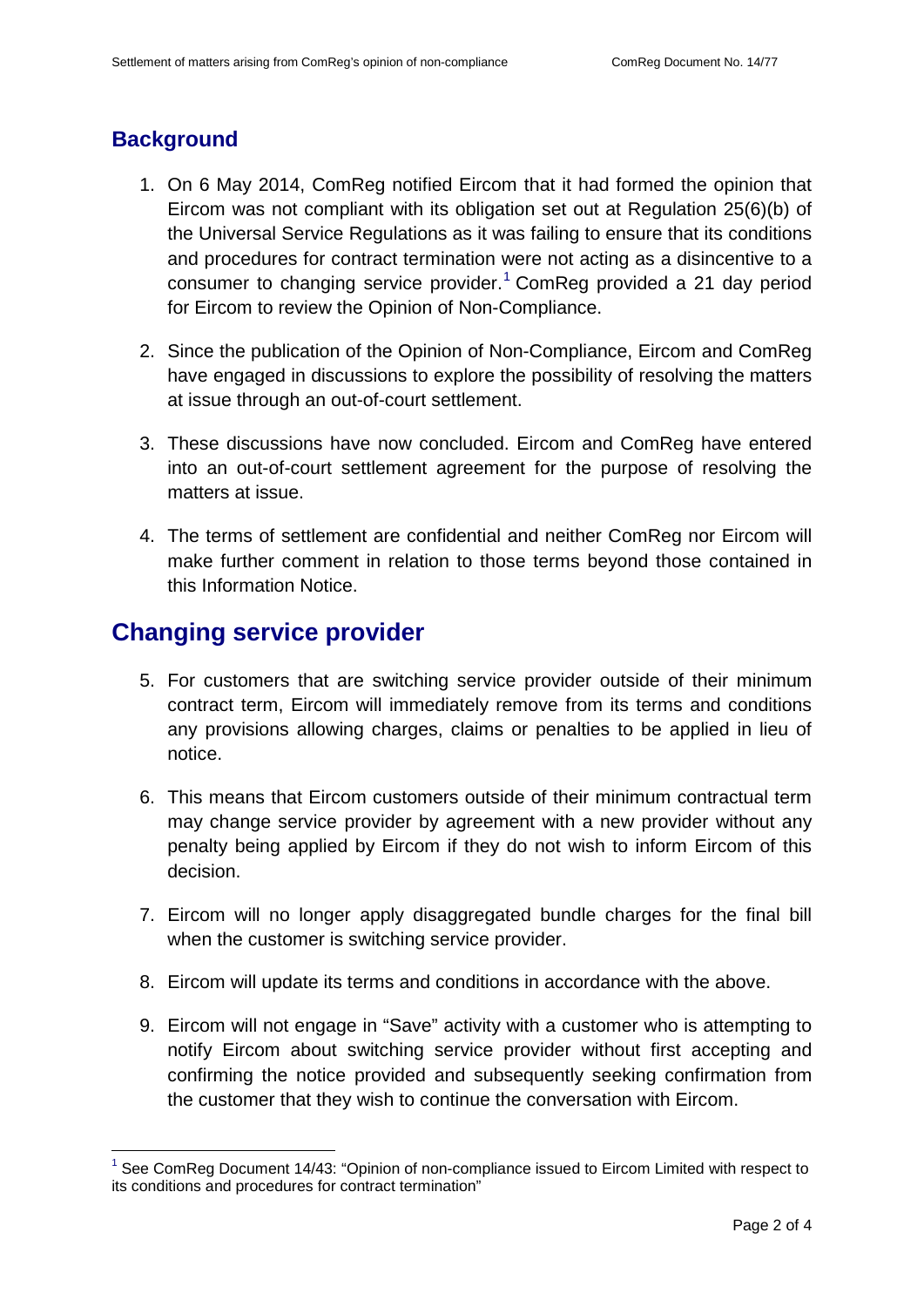## Background

1. On 6 May 2014, ComReg notified Eircom that it had formed the opinion that Eircom was not compliant with its obligation set out at Regulation 25(6)(b) of the Universal Service Regulations as it was failing to ensure that its conditions and procedures for contract termination were not acting as a disincentive to a consumer to changing service provider.[1] ComReg provided a 21 day period for Eircom to review the Opinion of Non-Compliance.

2. Since the publication of the Opinion of Non-Compliance, Eircom and ComReg have engaged in discussions to explore the possibility of resolving the matters at issue through an out-of-court settlement.

3. These discussions have now concluded. Eircom and ComReg have entered into an out-of-court settlement agreement for the purpose of resolving the matters at issue.

4. The terms of settlement are confidential and neither ComReg nor Eircom will make further comment in relation to those terms beyond those contained in this Information Notice.

## Changing service provider

5. For customers that are switching service provider outside of their minimum contract term, Eircom will immediately remove from its terms and conditions any provisions allowing charges, claims or penalties to be applied in lieu of notice.

6. This means that Eircom customers outside of their minimum contractual term may change service provider by agreement with a new provider without any penalty being applied by Eircom if they do not wish to inform Eircom of this decision.

7. Eircom will no longer apply disaggregated bundle charges for the final bill when the customer is switching service provider.

8. Eircom will update its terms and conditions in accordance with the above.

9. Eircom will not engage in "Save" activity with a customer who is attempting to notify Eircom about switching service provider without first accepting and confirming the notice provided and subsequently seeking confirmation from the customer that they wish to continue the conversation with Eircom.

[1] See ComReg Document 14/43: "Opinion of non-compliance issued to Eircom Limited with respect to its conditions and procedures for contract termination"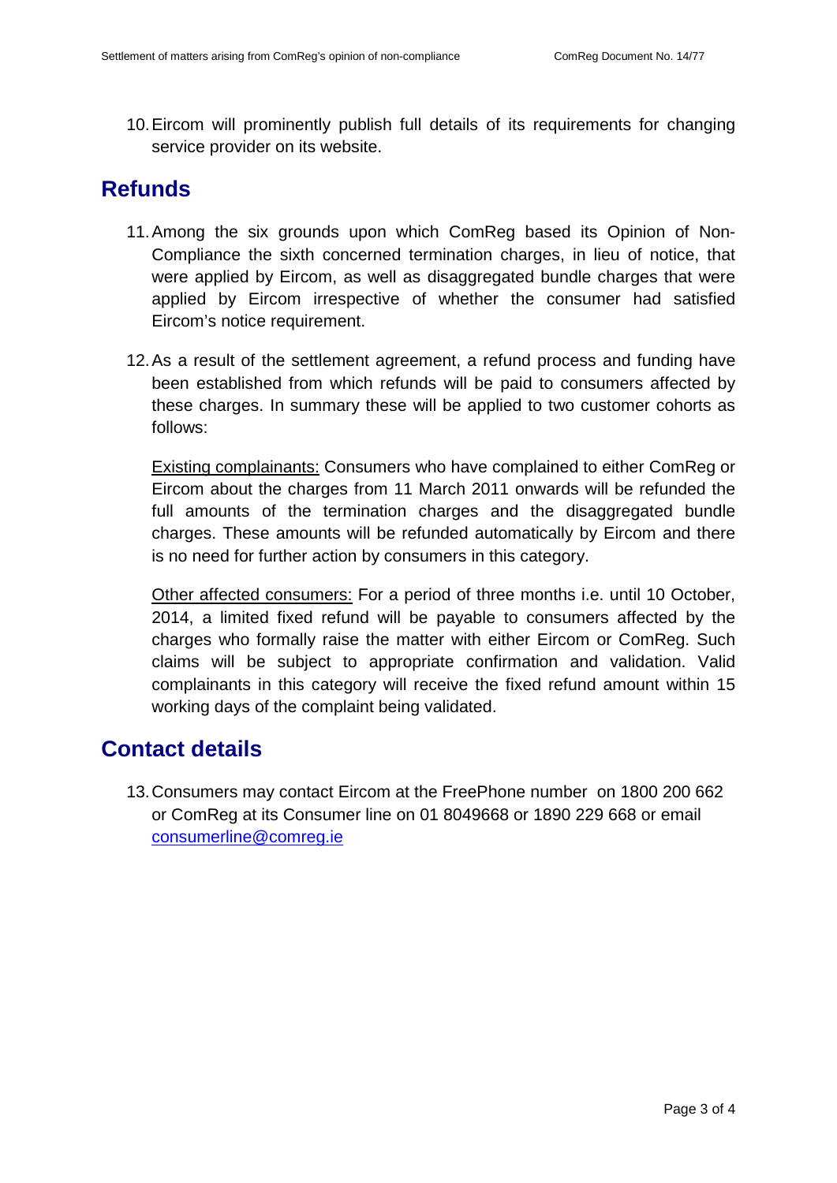10. Eircom will prominently publish full details of its requirements for changing service provider on its website.

## Refunds

11. Among the six grounds upon which ComReg based its Opinion of Non-Compliance the sixth concerned termination charges, in lieu of notice, that were applied by Eircom, as well as disaggregated bundle charges that were applied by Eircom irrespective of whether the consumer had satisfied Eircom's notice requirement.

12. As a result of the settlement agreement, a refund process and funding have been established from which refunds will be paid to consumers affected by these charges. In summary these will be applied to two customer cohorts as follows:

    Existing complainants: Consumers who have complained to either ComReg or Eircom about the charges from 11 March 2011 onwards will be refunded the full amounts of the termination charges and the disaggregated bundle charges. These amounts will be refunded automatically by Eircom and there is no need for further action by consumers in this category.

    Other affected consumers: For a period of three months i.e. until 10 October, 2014, a limited fixed refund will be payable to consumers affected by the charges who formally raise the matter with either Eircom or ComReg. Such claims will be subject to appropriate confirmation and validation. Valid complainants in this category will receive the fixed refund amount within 15 working days of the complaint being validated.

## Contact details

13. Consumers may contact Eircom at the FreePhone number on 1800 200 662 or ComReg at its Consumer line on 01 8049668 or 1890 229 668 or email consumerline@comreg.ie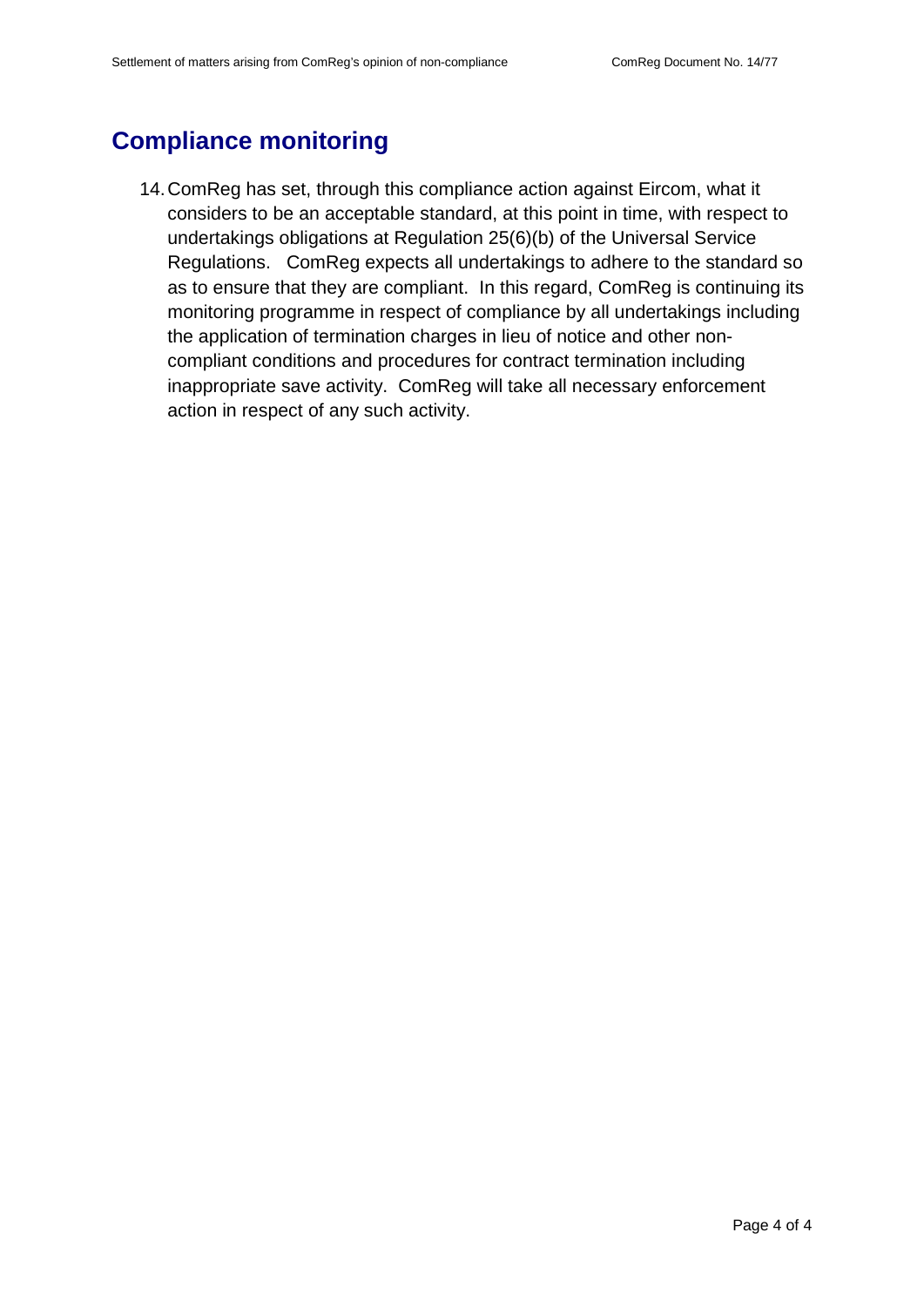## Compliance monitoring

14. ComReg has set, through this compliance action against Eircom, what it considers to be an acceptable standard, at this point in time, with respect to undertakings obligations at Regulation 25(6)(b) of the Universal Service Regulations. ComReg expects all undertakings to adhere to the standard so as to ensure that they are compliant. In this regard, ComReg is continuing its monitoring programme in respect of compliance by all undertakings including the application of termination charges in lieu of notice and other non-compliant conditions and procedures for contract termination including inappropriate save activity. ComReg will take all necessary enforcement action in respect of any such activity.